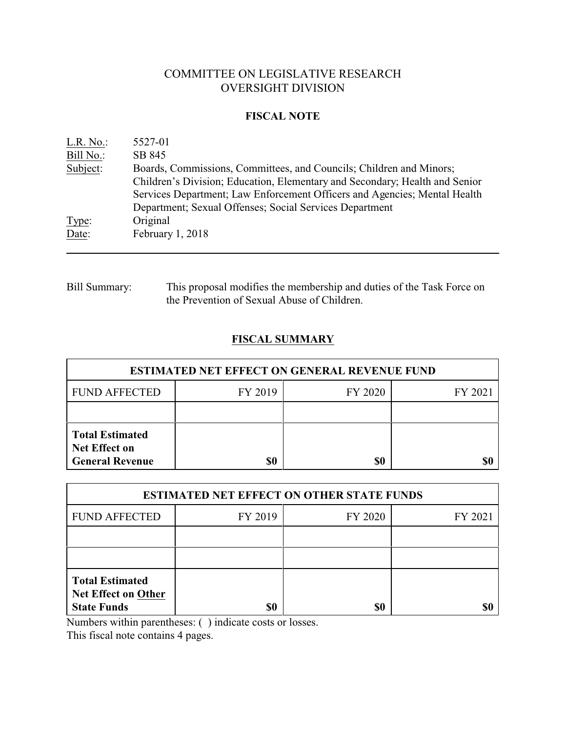# COMMITTEE ON LEGISLATIVE RESEARCH
# OVERSIGHT DIVISION

## FISCAL NOTE

| | |
|---|---|
| L.R. No.: | 5527-01 |
| Bill No.: | SB 845 |
| Subject: | Boards, Commissions, Committees, and Councils; Children and Minors; Children's Division; Education, Elementary and Secondary; Health and Senior Services Department; Law Enforcement Officers and Agencies; Mental Health Department; Sexual Offenses; Social Services Department |
| Type: | Original |
| Date: | February 1, 2018 |

Bill Summary: This proposal modifies the membership and duties of the Task Force on the Prevention of Sexual Abuse of Children.

## FISCAL SUMMARY

| ESTIMATED NET EFFECT ON GENERAL REVENUE FUND | | | |
|---|---|---|---|
| FUND AFFECTED | FY 2019 | FY 2020 | FY 2021 |
| | | | |
| **Total Estimated Net Effect on General Revenue** | **$0** | **$0** | **$0** |

| ESTIMATED NET EFFECT ON OTHER STATE FUNDS | | | |
|---|---|---|---|
| FUND AFFECTED | FY 2019 | FY 2020 | FY 2021 |
| | | | |
| | | | |
| **Total Estimated Net Effect on Other State Funds** | **$0** | **$0** | **$0** |

Numbers within parentheses: ( ) indicate costs or losses.
This fiscal note contains 4 pages.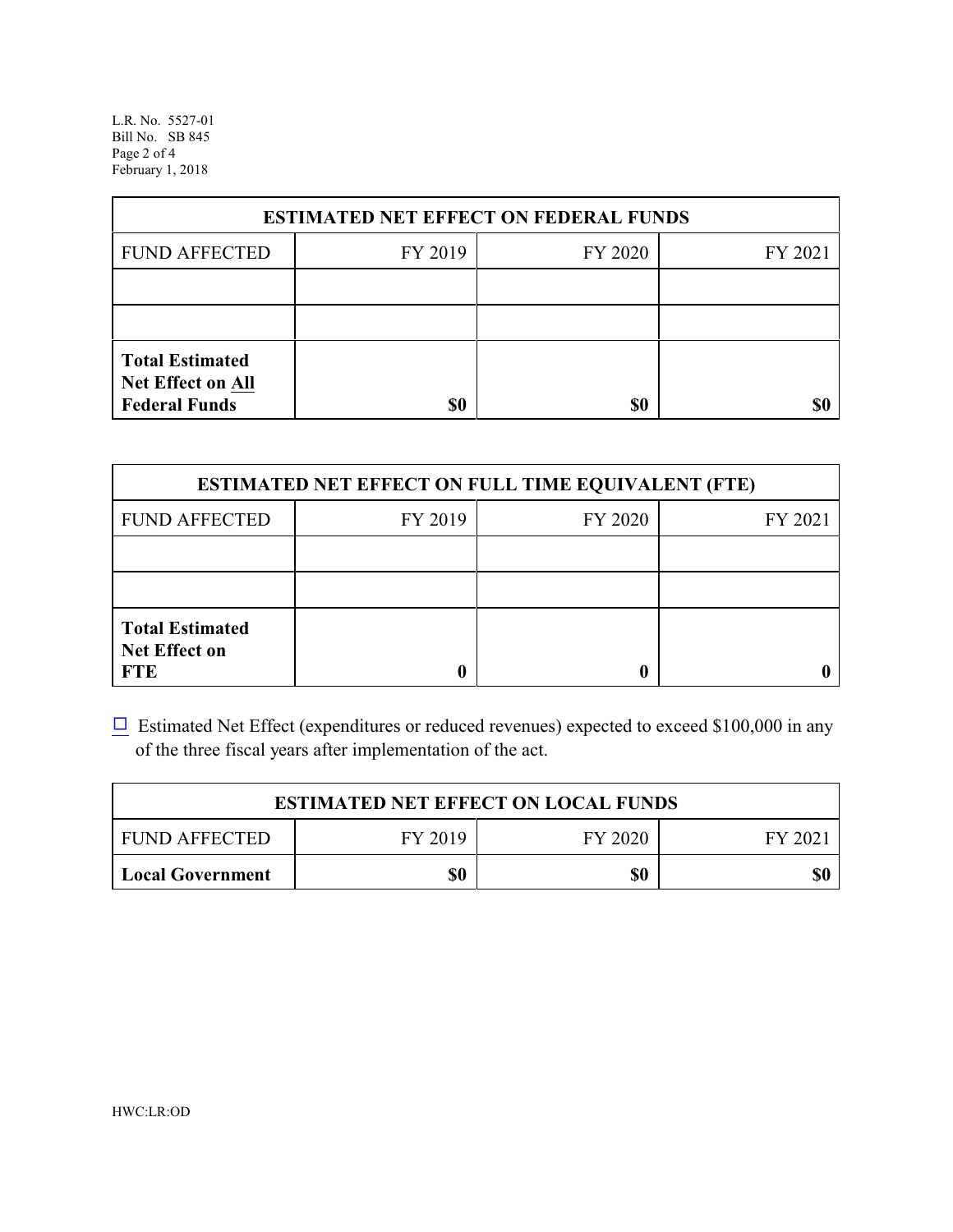| ESTIMATED NET EFFECT ON FEDERAL FUNDS | | | |
|---|---|---|---|
| FUND AFFECTED | FY 2019 | FY 2020 | FY 2021 |
| | | | |
| | | | |
| **Total Estimated Net Effect on All Federal Funds** | **$0** | **$0** | **$0** |

| ESTIMATED NET EFFECT ON FULL TIME EQUIVALENT (FTE) | | | |
|---|---|---|---|
| FUND AFFECTED | FY 2019 | FY 2020 | FY 2021 |
| | | | |
| | | | |
| **Total Estimated Net Effect on FTE** | **0** | **0** | **0** |

☐ Estimated Net Effect (expenditures or reduced revenues) expected to exceed $100,000 in any of the three fiscal years after implementation of the act.

| ESTIMATED NET EFFECT ON LOCAL FUNDS | | | |
|---|---|---|---|
| FUND AFFECTED | FY 2019 | FY 2020 | FY 2021 |
| **Local Government** | **$0** | **$0** | **$0** |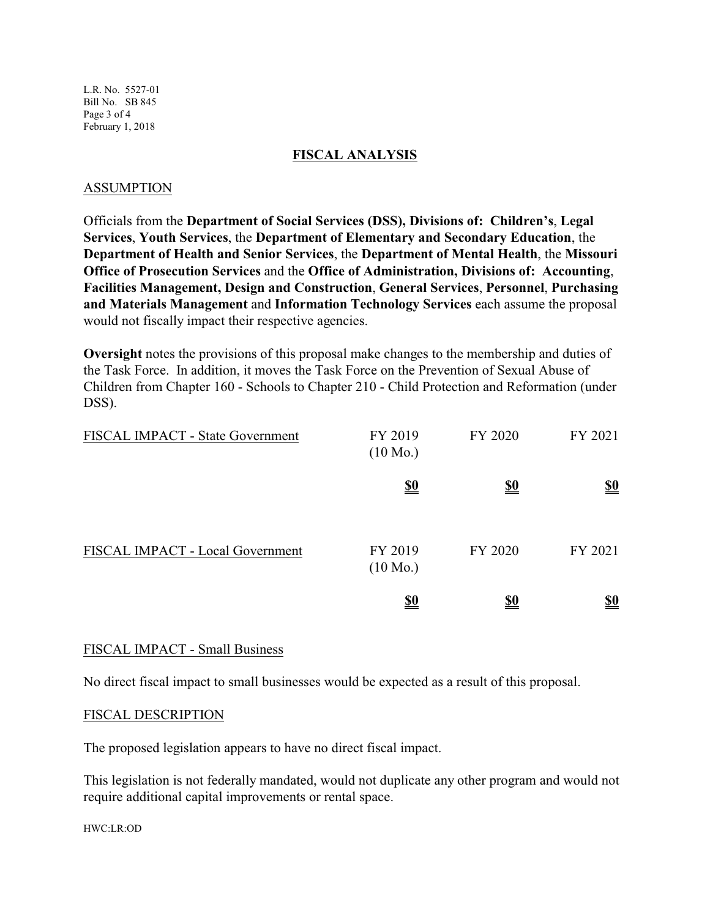## FISCAL ANALYSIS

### ASSUMPTION

Officials from the **Department of Social Services (DSS), Divisions of: Children's**, **Legal Services**, **Youth Services**, the **Department of Elementary and Secondary Education**, the **Department of Health and Senior Services**, the **Department of Mental Health**, the **Missouri Office of Prosecution Services** and the **Office of Administration, Divisions of: Accounting**, **Facilities Management, Design and Construction**, **General Services**, **Personnel**, **Purchasing and Materials Management** and **Information Technology Services** each assume the proposal would not fiscally impact their respective agencies.

**Oversight** notes the provisions of this proposal make changes to the membership and duties of the Task Force. In addition, it moves the Task Force on the Prevention of Sexual Abuse of Children from Chapter 160 - Schools to Chapter 210 - Child Protection and Reformation (under DSS).

| FISCAL IMPACT - State Government | FY 2019 (10 Mo.) | FY 2020 | FY 2021 |
|---|---|---|---|
| | **$0** | **$0** | **$0** |

| FISCAL IMPACT - Local Government | FY 2019 (10 Mo.) | FY 2020 | FY 2021 |
|---|---|---|---|
| | **$0** | **$0** | **$0** |

### FISCAL IMPACT - Small Business

No direct fiscal impact to small businesses would be expected as a result of this proposal.

### FISCAL DESCRIPTION

The proposed legislation appears to have no direct fiscal impact.

This legislation is not federally mandated, would not duplicate any other program and would not require additional capital improvements or rental space.

HWC:LR:OD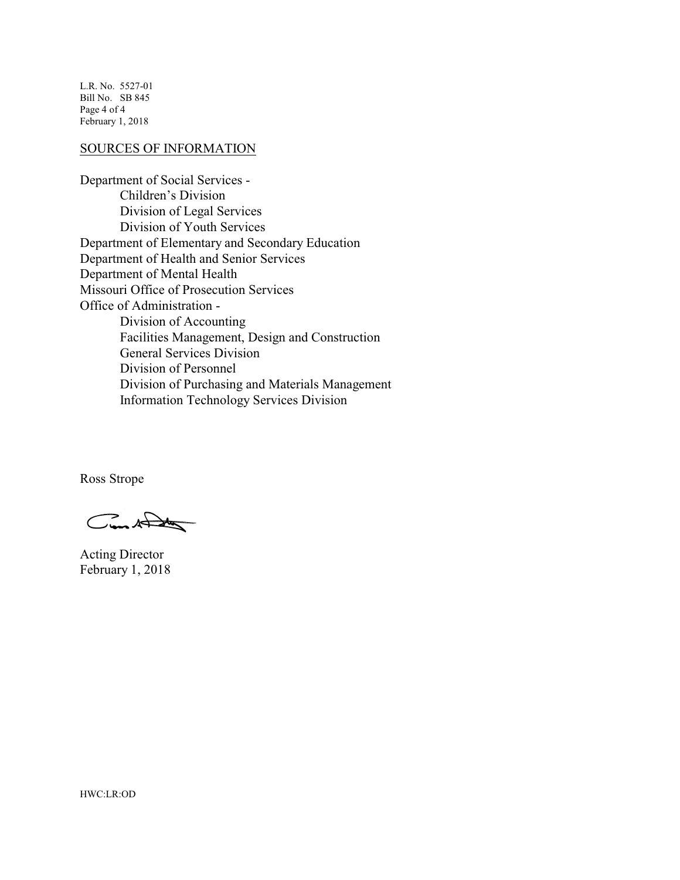## SOURCES OF INFORMATION

Department of Social Services -
- Children's Division
- Division of Legal Services
- Division of Youth Services

Department of Elementary and Secondary Education
Department of Health and Senior Services
Department of Mental Health
Missouri Office of Prosecution Services
Office of Administration -
- Division of Accounting
- Facilities Management, Design and Construction
- General Services Division
- Division of Personnel
- Division of Purchasing and Materials Management
- Information Technology Services Division

Ross Strope

Acting Director
February 1, 2018

HWC:LR:OD